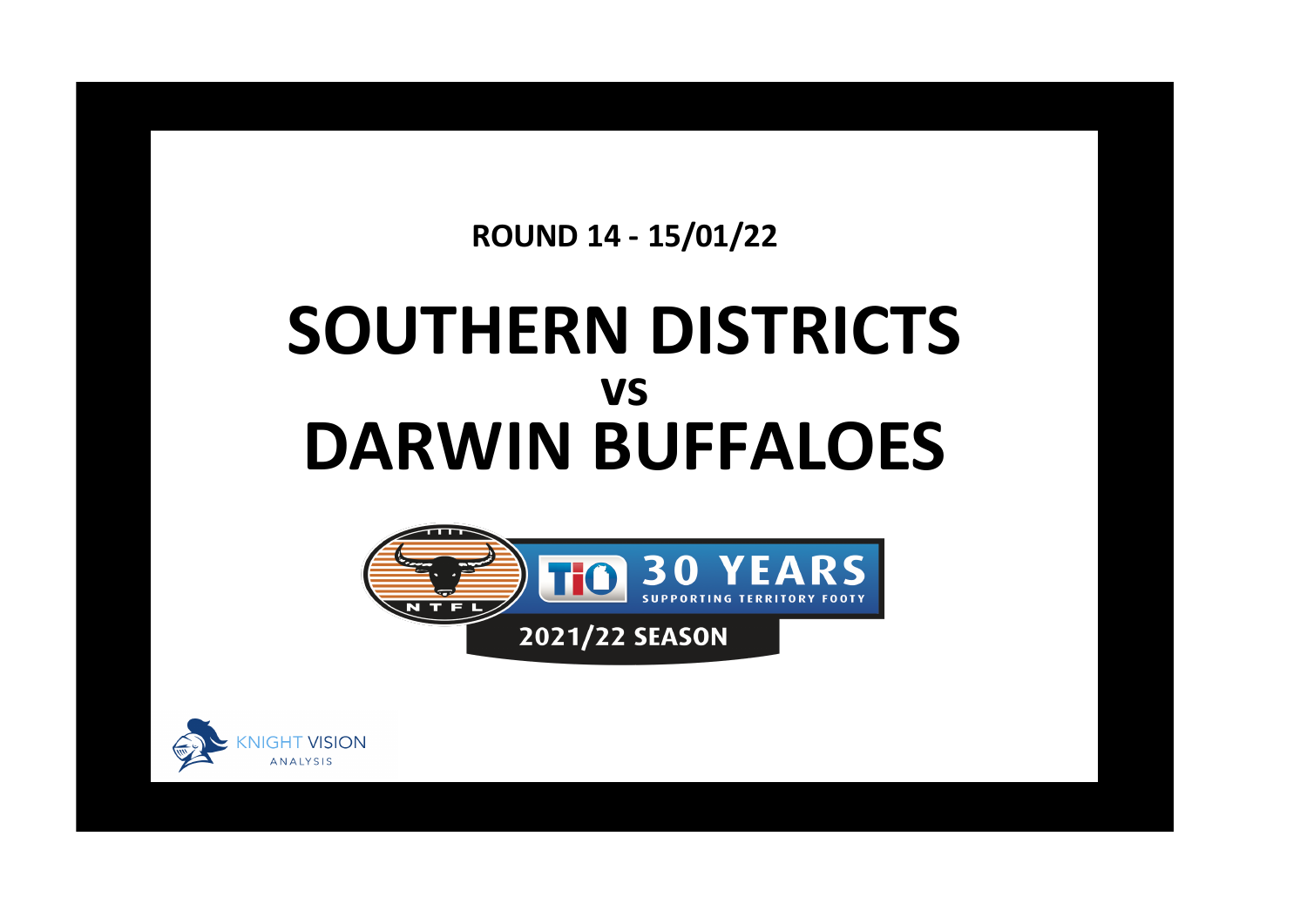**ROUND 14 - 15/01/22**

# SOUTHERN DISTRICTS
## vs
# DARWIN BUFFALOES

NTFL

TIO 30 YEARS SUPPORTING TERRITORY FOOTY

2021/22 SEASON

KNIGHT VISION ANALYSIS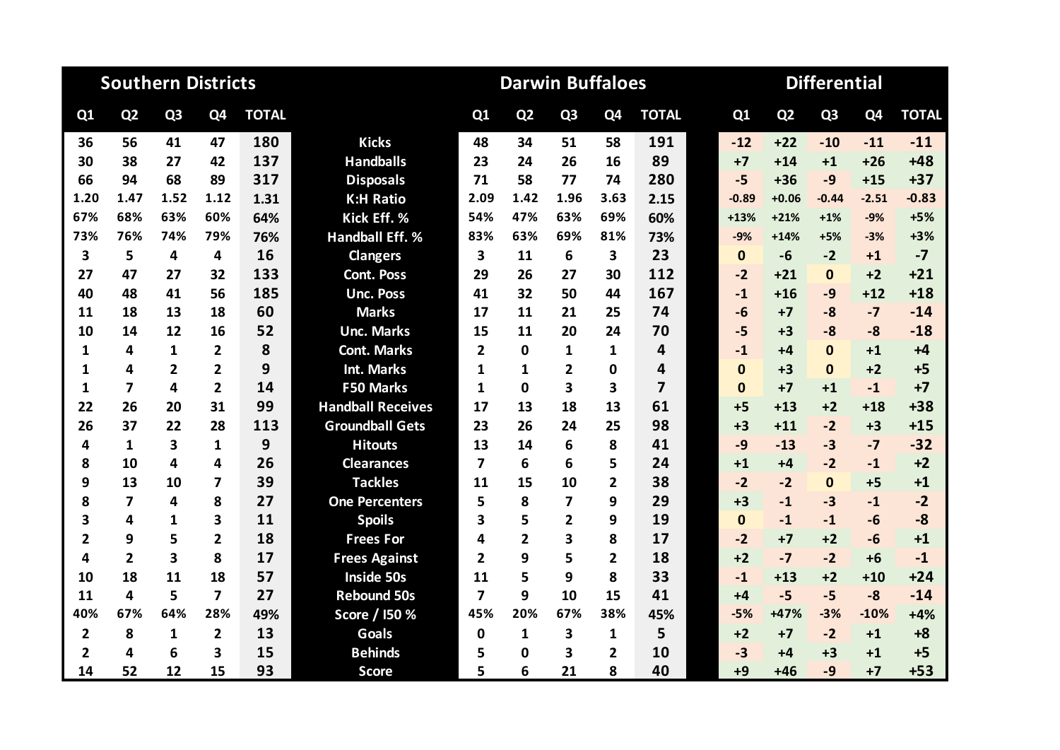| Southern Districts | | | | | | Darwin Buffaloes | | | | | Differential | | | | |
|---|---|---|---|---|---|---|---|---|---|---|---|---|---|---|---|
| Q1 | Q2 | Q3 | Q4 | TOTAL | | Q1 | Q2 | Q3 | Q4 | TOTAL | Q1 | Q2 | Q3 | Q4 | TOTAL |
| 36 | 56 | 41 | 47 | 180 | Kicks | 48 | 34 | 51 | 58 | 191 | -12 | +22 | -10 | -11 | -11 |
| 30 | 38 | 27 | 42 | 137 | Handballs | 23 | 24 | 26 | 16 | 89 | +7 | +14 | +1 | +26 | +48 |
| 66 | 94 | 68 | 89 | 317 | Disposals | 71 | 58 | 77 | 74 | 280 | -5 | +36 | -9 | +15 | +37 |
| 1.20 | 1.47 | 1.52 | 1.12 | 1.31 | K:H Ratio | 2.09 | 1.42 | 1.96 | 3.63 | 2.15 | -0.89 | +0.06 | -0.44 | -2.51 | -0.83 |
| 67% | 68% | 63% | 60% | 64% | Kick Eff. % | 54% | 47% | 63% | 69% | 60% | +13% | +21% | +1% | -9% | +5% |
| 73% | 76% | 74% | 79% | 76% | Handball Eff. % | 83% | 63% | 69% | 81% | 73% | -9% | +14% | +5% | -3% | +3% |
| 3 | 5 | 4 | 4 | 16 | Clangers | 3 | 11 | 6 | 3 | 23 | 0 | -6 | -2 | +1 | -7 |
| 27 | 47 | 27 | 32 | 133 | Cont. Poss | 29 | 26 | 27 | 30 | 112 | -2 | +21 | 0 | +2 | +21 |
| 40 | 48 | 41 | 56 | 185 | Unc. Poss | 41 | 32 | 50 | 44 | 167 | -1 | +16 | -9 | +12 | +18 |
| 11 | 18 | 13 | 18 | 60 | Marks | 17 | 11 | 21 | 25 | 74 | -6 | +7 | -8 | -7 | -14 |
| 10 | 14 | 12 | 16 | 52 | Unc. Marks | 15 | 11 | 20 | 24 | 70 | -5 | +3 | -8 | -8 | -18 |
| 1 | 4 | 1 | 2 | 8 | Cont. Marks | 2 | 0 | 1 | 1 | 4 | -1 | +4 | 0 | +1 | +4 |
| 1 | 4 | 2 | 2 | 9 | Int. Marks | 1 | 1 | 2 | 0 | 4 | 0 | +3 | 0 | +2 | +5 |
| 1 | 7 | 4 | 2 | 14 | F50 Marks | 1 | 0 | 3 | 3 | 7 | 0 | +7 | +1 | -1 | +7 |
| 22 | 26 | 20 | 31 | 99 | Handball Receives | 17 | 13 | 18 | 13 | 61 | +5 | +13 | +2 | +18 | +38 |
| 26 | 37 | 22 | 28 | 113 | Groundball Gets | 23 | 26 | 24 | 25 | 98 | +3 | +11 | -2 | +3 | +15 |
| 4 | 1 | 3 | 1 | 9 | Hitouts | 13 | 14 | 6 | 8 | 41 | -9 | -13 | -3 | -7 | -32 |
| 8 | 10 | 4 | 4 | 26 | Clearances | 7 | 6 | 6 | 5 | 24 | +1 | +4 | -2 | -1 | +2 |
| 9 | 13 | 10 | 7 | 39 | Tackles | 11 | 15 | 10 | 2 | 38 | -2 | -2 | 0 | +5 | +1 |
| 8 | 7 | 4 | 8 | 27 | One Percenters | 5 | 8 | 7 | 9 | 29 | +3 | -1 | -3 | -1 | -2 |
| 3 | 4 | 1 | 3 | 11 | Spoils | 3 | 5 | 2 | 9 | 19 | 0 | -1 | -1 | -6 | -8 |
| 2 | 9 | 5 | 2 | 18 | Frees For | 4 | 2 | 3 | 8 | 17 | -2 | +7 | +2 | -6 | +1 |
| 4 | 2 | 3 | 8 | 17 | Frees Against | 2 | 9 | 5 | 2 | 18 | +2 | -7 | -2 | +6 | -1 |
| 10 | 18 | 11 | 18 | 57 | Inside 50s | 11 | 5 | 9 | 8 | 33 | -1 | +13 | +2 | +10 | +24 |
| 11 | 4 | 5 | 7 | 27 | Rebound 50s | 7 | 9 | 10 | 15 | 41 | +4 | -5 | -5 | -8 | -14 |
| 40% | 67% | 64% | 28% | 49% | Score / I50 % | 45% | 20% | 67% | 38% | 45% | -5% | +47% | -3% | -10% | +4% |
| 2 | 8 | 1 | 2 | 13 | Goals | 0 | 1 | 3 | 1 | 5 | +2 | +7 | -2 | +1 | +8 |
| 2 | 4 | 6 | 3 | 15 | Behinds | 5 | 0 | 3 | 2 | 10 | -3 | +4 | +3 | +1 | +5 |
| 14 | 52 | 12 | 15 | 93 | Score | 5 | 6 | 21 | 8 | 40 | +9 | +46 | -9 | +7 | +53 |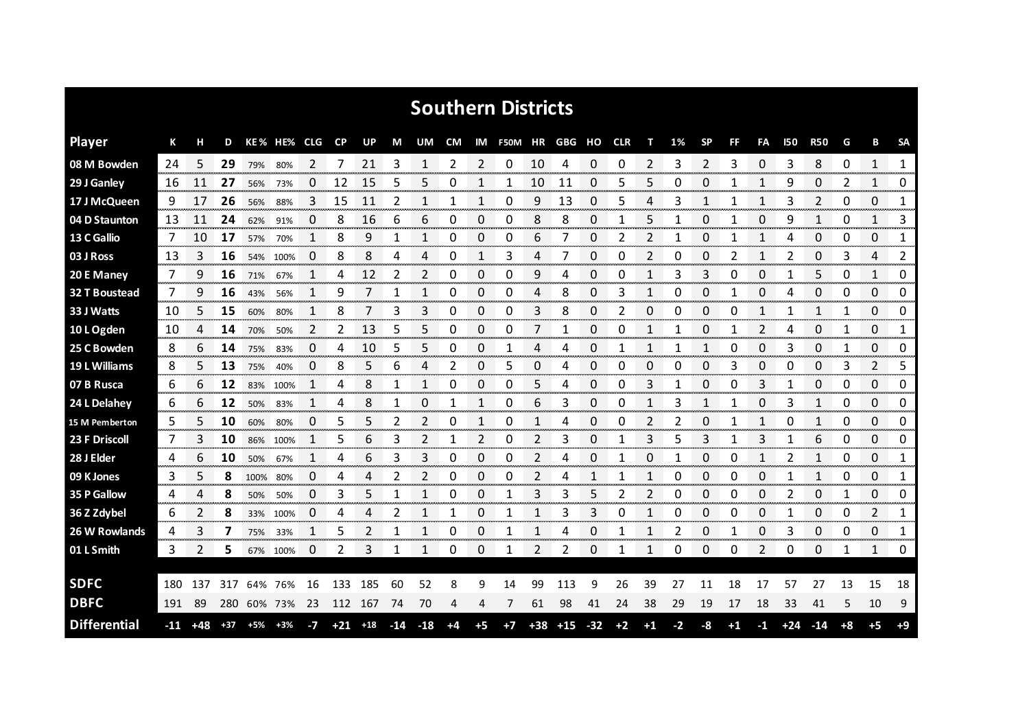# Southern Districts

| Player | K | H | D | KE % | HE% | CLG | CP | UP | M | UM | CM | IM | F50M | HR | GBG | HO | CLR | T | 1% | SP | FF | FA | I50 | R50 | G | B | SA |
|---|---|---|---|---|---|---|---|---|---|---|---|---|---|---|---|---|---|---|---|---|---|---|---|---|---|---|---|
| 08 M Bowden | 24 | 5 | **29** | 79% | 80% | 2 | 7 | 21 | 3 | 1 | 2 | 2 | 0 | 10 | 4 | 0 | 0 | 2 | 3 | 2 | 3 | 0 | 3 | 8 | 0 | 1 | 1 |
| 29 J Ganley | 16 | 11 | **27** | 56% | 73% | 0 | 12 | 15 | 5 | 5 | 0 | 1 | 1 | 10 | 11 | 0 | 5 | 5 | 0 | 0 | 1 | 1 | 9 | 0 | 2 | 1 | 0 |
| 17 J McQueen | 9 | 17 | **26** | 56% | 88% | 3 | 15 | 11 | 2 | 1 | 1 | 1 | 0 | 9 | 13 | 0 | 5 | 4 | 3 | 1 | 1 | 1 | 3 | 2 | 0 | 0 | 1 |
| 04 D Staunton | 13 | 11 | **24** | 62% | 91% | 0 | 8 | 16 | 6 | 6 | 0 | 0 | 0 | 8 | 8 | 0 | 1 | 5 | 1 | 0 | 1 | 0 | 9 | 1 | 0 | 1 | 3 |
| 13 C Gallio | 7 | 10 | **17** | 57% | 70% | 1 | 8 | 9 | 1 | 1 | 0 | 0 | 0 | 6 | 7 | 0 | 2 | 2 | 1 | 0 | 1 | 1 | 4 | 0 | 0 | 0 | 1 |
| 03 J Ross | 13 | 3 | **16** | 54% | 100% | 0 | 8 | 8 | 4 | 4 | 0 | 1 | 3 | 4 | 7 | 0 | 0 | 2 | 0 | 0 | 2 | 1 | 2 | 0 | 3 | 4 | 2 |
| 20 E Maney | 7 | 9 | **16** | 71% | 67% | 1 | 4 | 12 | 2 | 2 | 0 | 0 | 0 | 9 | 4 | 0 | 0 | 1 | 3 | 3 | 0 | 0 | 1 | 5 | 0 | 1 | 0 |
| 32 T Boustead | 7 | 9 | **16** | 43% | 56% | 1 | 9 | 7 | 1 | 1 | 0 | 0 | 0 | 4 | 8 | 0 | 3 | 1 | 0 | 0 | 1 | 0 | 4 | 0 | 0 | 0 | 0 |
| 33 J Watts | 10 | 5 | **15** | 60% | 80% | 1 | 8 | 7 | 3 | 3 | 0 | 0 | 0 | 3 | 8 | 0 | 2 | 0 | 0 | 0 | 0 | 1 | 1 | 1 | 1 | 0 | 0 |
| 10 L Ogden | 10 | 4 | **14** | 70% | 50% | 2 | 2 | 13 | 5 | 5 | 0 | 0 | 0 | 7 | 1 | 0 | 0 | 1 | 1 | 0 | 1 | 2 | 4 | 0 | 1 | 0 | 1 |
| 25 C Bowden | 8 | 6 | **14** | 75% | 83% | 0 | 4 | 10 | 5 | 5 | 0 | 0 | 1 | 4 | 4 | 0 | 1 | 1 | 1 | 1 | 0 | 0 | 3 | 0 | 1 | 0 | 0 |
| 19 L Williams | 8 | 5 | **13** | 75% | 40% | 0 | 8 | 5 | 6 | 4 | 2 | 0 | 5 | 0 | 4 | 0 | 0 | 0 | 0 | 0 | 3 | 0 | 0 | 0 | 3 | 2 | 5 |
| 07 B Rusca | 6 | 6 | **12** | 83% | 100% | 1 | 4 | 8 | 1 | 1 | 0 | 0 | 0 | 5 | 4 | 0 | 0 | 3 | 1 | 0 | 0 | 3 | 1 | 0 | 0 | 0 | 0 |
| 24 L Delahey | 6 | 6 | **12** | 50% | 83% | 1 | 4 | 8 | 1 | 0 | 1 | 1 | 0 | 6 | 3 | 0 | 0 | 1 | 3 | 1 | 1 | 0 | 3 | 1 | 0 | 0 | 0 |
| 15 M Pemberton | 5 | 5 | **10** | 60% | 80% | 0 | 5 | 5 | 2 | 2 | 0 | 1 | 0 | 1 | 4 | 0 | 0 | 2 | 2 | 0 | 1 | 1 | 0 | 1 | 0 | 0 | 0 |
| 23 F Driscoll | 7 | 3 | **10** | 86% | 100% | 1 | 5 | 6 | 3 | 2 | 1 | 2 | 0 | 2 | 3 | 0 | 1 | 3 | 5 | 3 | 1 | 3 | 1 | 6 | 0 | 0 | 0 |
| 28 J Elder | 4 | 6 | **10** | 50% | 67% | 1 | 4 | 6 | 3 | 3 | 0 | 0 | 0 | 2 | 4 | 0 | 1 | 0 | 1 | 0 | 0 | 1 | 2 | 1 | 0 | 0 | 1 |
| 09 K Jones | 3 | 5 | **8** | 100% | 80% | 0 | 4 | 4 | 2 | 2 | 0 | 0 | 0 | 2 | 4 | 1 | 1 | 1 | 0 | 0 | 0 | 0 | 1 | 1 | 0 | 0 | 1 |
| 35 P Gallow | 4 | 4 | **8** | 50% | 50% | 0 | 3 | 5 | 1 | 1 | 0 | 0 | 1 | 3 | 3 | 5 | 2 | 2 | 0 | 0 | 0 | 0 | 2 | 0 | 1 | 0 | 0 |
| 36 Z Zdybel | 6 | 2 | **8** | 33% | 100% | 0 | 4 | 4 | 2 | 1 | 1 | 0 | 1 | 1 | 3 | 3 | 0 | 1 | 0 | 0 | 0 | 0 | 1 | 0 | 0 | 2 | 1 |
| 26 W Rowlands | 4 | 3 | **7** | 75% | 33% | 1 | 5 | 2 | 1 | 1 | 0 | 0 | 1 | 1 | 4 | 0 | 1 | 1 | 2 | 0 | 1 | 0 | 3 | 0 | 0 | 0 | 1 |
| 01 L Smith | 3 | 2 | **5** | 67% | 100% | 0 | 2 | 3 | 1 | 1 | 0 | 0 | 1 | 2 | 2 | 0 | 1 | 1 | 0 | 0 | 0 | 2 | 0 | 0 | 1 | 1 | 0 |
| **SDFC** | 180 | 137 | 317 | 64% | 76% | 16 | 133 | 185 | 60 | 52 | 8 | 9 | 14 | 99 | 113 | 9 | 26 | 39 | 27 | 11 | 18 | 17 | 57 | 27 | 13 | 15 | 18 |
| **DBFC** | 191 | 89 | 280 | 60% | 73% | 23 | 112 | 167 | 74 | 70 | 4 | 4 | 7 | 61 | 98 | 41 | 24 | 38 | 29 | 19 | 17 | 18 | 33 | 41 | 5 | 10 | 9 |
| **Differential** | -11 | +48 | +37 | +5% | +3% | -7 | +21 | +18 | -14 | -18 | +4 | +5 | +7 | +38 | +15 | -32 | +2 | +1 | -2 | -8 | +1 | -1 | +24 | -14 | +8 | +5 | +9 |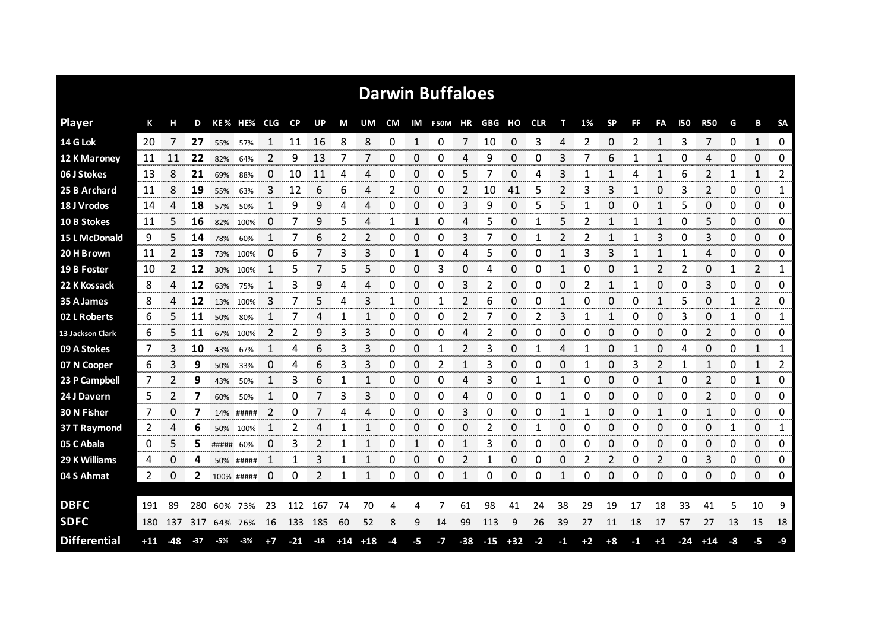# Darwin Buffaloes

| Player | K | H | D | KE% | HE% | CLG | CP | UP | M | UM | CM | IM | F50M | HR | GBG | HO | CLR | T | 1% | SP | FF | FA | I50 | R50 | G | B | SA |
|---|---|---|---|---|---|---|---|---|---|---|---|---|---|---|---|---|---|---|---|---|---|---|---|---|---|---|---|
| 14 G Lok | 20 | 7 | 27 | 55% | 57% | 1 | 11 | 16 | 8 | 8 | 0 | 1 | 0 | 7 | 10 | 0 | 3 | 4 | 2 | 0 | 2 | 1 | 3 | 7 | 0 | 1 | 0 |
| 12 K Maroney | 11 | 11 | 22 | 82% | 64% | 2 | 9 | 13 | 7 | 7 | 0 | 0 | 0 | 4 | 9 | 0 | 0 | 3 | 7 | 6 | 1 | 1 | 0 | 4 | 0 | 0 | 0 |
| 06 J Stokes | 13 | 8 | 21 | 69% | 88% | 0 | 10 | 11 | 4 | 4 | 0 | 0 | 0 | 5 | 7 | 0 | 4 | 3 | 1 | 1 | 4 | 1 | 6 | 2 | 1 | 1 | 2 |
| 25 B Archard | 11 | 8 | 19 | 55% | 63% | 3 | 12 | 6 | 6 | 4 | 2 | 0 | 0 | 2 | 10 | 41 | 5 | 2 | 3 | 3 | 1 | 0 | 3 | 2 | 0 | 0 | 1 |
| 18 J Vrodos | 14 | 4 | 18 | 57% | 50% | 1 | 9 | 9 | 4 | 4 | 0 | 0 | 0 | 3 | 9 | 0 | 5 | 5 | 1 | 0 | 0 | 1 | 5 | 0 | 0 | 0 | 0 |
| 10 B Stokes | 11 | 5 | 16 | 82% | 100% | 0 | 7 | 9 | 5 | 4 | 1 | 1 | 0 | 4 | 5 | 0 | 1 | 5 | 2 | 1 | 1 | 1 | 0 | 5 | 0 | 0 | 0 |
| 15 L McDonald | 9 | 5 | 14 | 78% | 60% | 1 | 7 | 6 | 2 | 2 | 0 | 0 | 0 | 3 | 7 | 0 | 1 | 2 | 2 | 1 | 1 | 3 | 0 | 3 | 0 | 0 | 0 |
| 20 H Brown | 11 | 2 | 13 | 73% | 100% | 0 | 6 | 7 | 3 | 3 | 0 | 1 | 0 | 4 | 5 | 0 | 0 | 1 | 3 | 3 | 1 | 1 | 1 | 4 | 0 | 0 | 0 |
| 19 B Foster | 10 | 2 | 12 | 30% | 100% | 1 | 5 | 7 | 5 | 5 | 0 | 0 | 3 | 0 | 4 | 0 | 0 | 1 | 0 | 0 | 1 | 2 | 2 | 0 | 1 | 2 | 1 |
| 22 K Kossack | 8 | 4 | 12 | 63% | 75% | 1 | 3 | 9 | 4 | 4 | 0 | 0 | 0 | 3 | 2 | 0 | 0 | 0 | 2 | 1 | 1 | 0 | 0 | 3 | 0 | 0 | 0 |
| 35 A James | 8 | 4 | 12 | 13% | 100% | 3 | 7 | 5 | 4 | 3 | 1 | 0 | 1 | 2 | 6 | 0 | 0 | 1 | 0 | 0 | 0 | 1 | 5 | 0 | 1 | 2 | 0 |
| 02 L Roberts | 6 | 5 | 11 | 50% | 80% | 1 | 7 | 4 | 1 | 1 | 0 | 0 | 0 | 2 | 7 | 0 | 2 | 3 | 1 | 1 | 0 | 0 | 3 | 0 | 1 | 0 | 1 |
| 13 Jackson Clark | 6 | 5 | 11 | 67% | 100% | 2 | 2 | 9 | 3 | 3 | 0 | 0 | 0 | 4 | 2 | 0 | 0 | 0 | 0 | 0 | 0 | 0 | 0 | 2 | 0 | 0 | 0 |
| 09 A Stokes | 7 | 3 | 10 | 43% | 67% | 1 | 4 | 6 | 3 | 3 | 0 | 0 | 1 | 2 | 3 | 0 | 1 | 4 | 1 | 0 | 1 | 0 | 4 | 0 | 0 | 1 | 1 |
| 07 N Cooper | 6 | 3 | 9 | 50% | 33% | 0 | 4 | 6 | 3 | 3 | 0 | 0 | 2 | 1 | 3 | 0 | 0 | 0 | 1 | 0 | 3 | 2 | 1 | 1 | 0 | 1 | 2 |
| 23 P Campbell | 7 | 2 | 9 | 43% | 50% | 1 | 3 | 6 | 1 | 1 | 0 | 0 | 0 | 4 | 3 | 0 | 1 | 1 | 0 | 0 | 0 | 1 | 0 | 2 | 0 | 1 | 0 |
| 24 J Davern | 5 | 2 | 7 | 60% | 50% | 1 | 0 | 7 | 3 | 3 | 0 | 0 | 0 | 4 | 0 | 0 | 0 | 1 | 0 | 0 | 0 | 0 | 0 | 2 | 0 | 0 | 0 |
| 30 N Fisher | 7 | 0 | 7 | 14% | ##### | 2 | 0 | 7 | 4 | 4 | 0 | 0 | 0 | 3 | 0 | 0 | 0 | 1 | 1 | 0 | 0 | 1 | 0 | 1 | 0 | 0 | 0 |
| 37 T Raymond | 2 | 4 | 6 | 50% | 100% | 1 | 2 | 4 | 1 | 1 | 0 | 0 | 0 | 0 | 2 | 0 | 1 | 0 | 0 | 0 | 0 | 0 | 0 | 0 | 1 | 0 | 1 |
| 05 C Abala | 0 | 5 | 5 | ##### | 60% | 0 | 3 | 2 | 1 | 1 | 0 | 1 | 0 | 1 | 3 | 0 | 0 | 0 | 0 | 0 | 0 | 0 | 0 | 0 | 0 | 0 | 0 |
| 29 K Williams | 4 | 0 | 4 | 50% | ##### | 1 | 1 | 3 | 1 | 1 | 0 | 0 | 0 | 2 | 1 | 0 | 0 | 0 | 2 | 2 | 0 | 2 | 0 | 3 | 0 | 0 | 0 |
| 04 S Ahmat | 2 | 0 | 2 | 100% | ##### | 0 | 0 | 2 | 1 | 1 | 0 | 0 | 0 | 1 | 0 | 0 | 0 | 1 | 0 | 0 | 0 | 0 | 0 | 0 | 0 | 0 | 0 |
| DBFC | 191 | 89 | 280 | 60% | 73% | 23 | 112 | 167 | 74 | 70 | 4 | 4 | 7 | 61 | 98 | 41 | 24 | 38 | 29 | 19 | 17 | 18 | 33 | 41 | 5 | 10 | 9 |
| SDFC | 180 | 137 | 317 | 64% | 76% | 16 | 133 | 185 | 60 | 52 | 8 | 9 | 14 | 99 | 113 | 9 | 26 | 39 | 27 | 11 | 18 | 17 | 57 | 27 | 13 | 15 | 18 |
| Differential | +11 | -48 | -37 | -5% | -3% | +7 | -21 | -18 | +14 | +18 | -4 | -5 | -7 | -38 | -15 | +32 | -2 | -1 | +2 | +8 | -1 | +1 | -24 | +14 | -8 | -5 | -9 |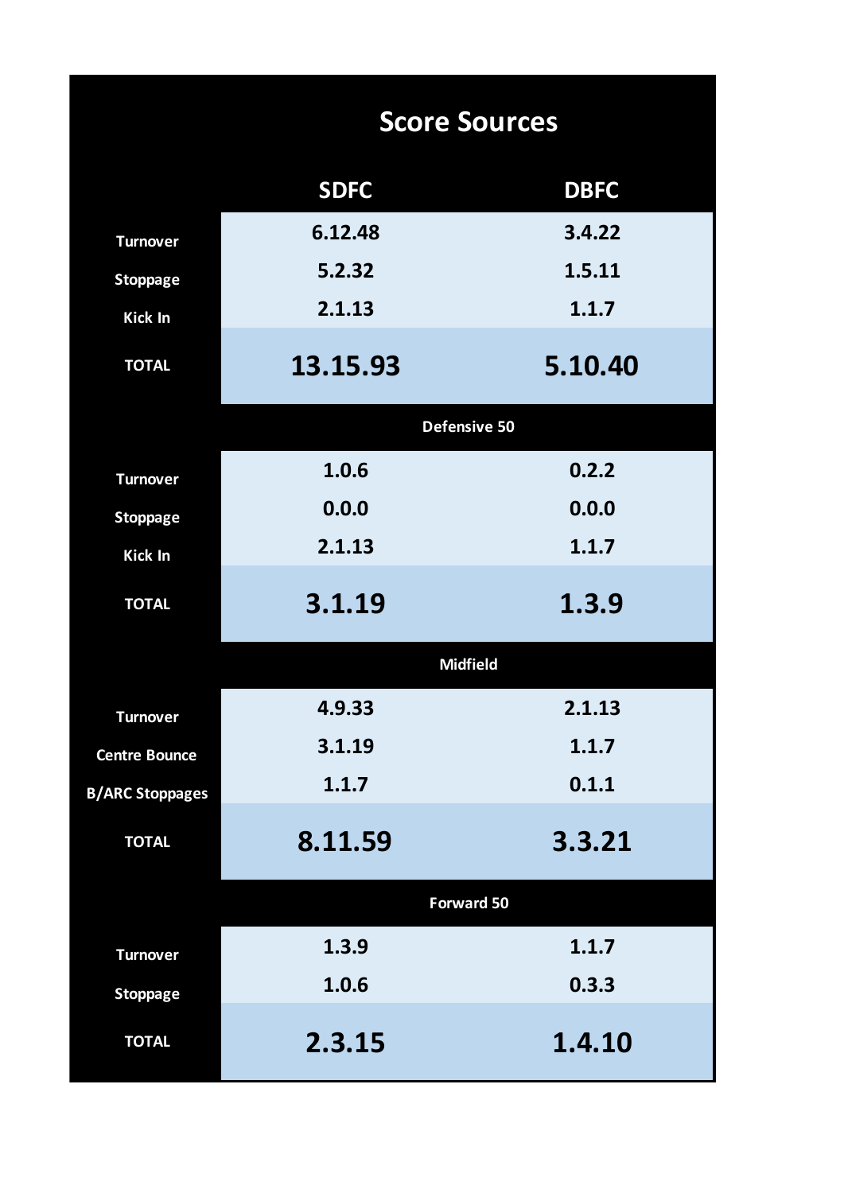# Score Sources

| | SDFC | DBFC |
|---|---|---|
| Turnover | 6.12.48 | 3.4.22 |
| Stoppage | 5.2.32 | 1.5.11 |
| Kick In | 2.1.13 | 1.1.7 |
| **TOTAL** | **13.15.93** | **5.10.40** |
| **Defensive 50** | | |
| Turnover | 1.0.6 | 0.2.2 |
| Stoppage | 0.0.0 | 0.0.0 |
| Kick In | 2.1.13 | 1.1.7 |
| **TOTAL** | **3.1.19** | **1.3.9** |
| **Midfield** | | |
| Turnover | 4.9.33 | 2.1.13 |
| Centre Bounce | 3.1.19 | 1.1.7 |
| B/ARC Stoppages | 1.1.7 | 0.1.1 |
| **TOTAL** | **8.11.59** | **3.3.21** |
| **Forward 50** | | |
| Turnover | 1.3.9 | 1.1.7 |
| Stoppage | 1.0.6 | 0.3.3 |
| **TOTAL** | **2.3.15** | **1.4.10** |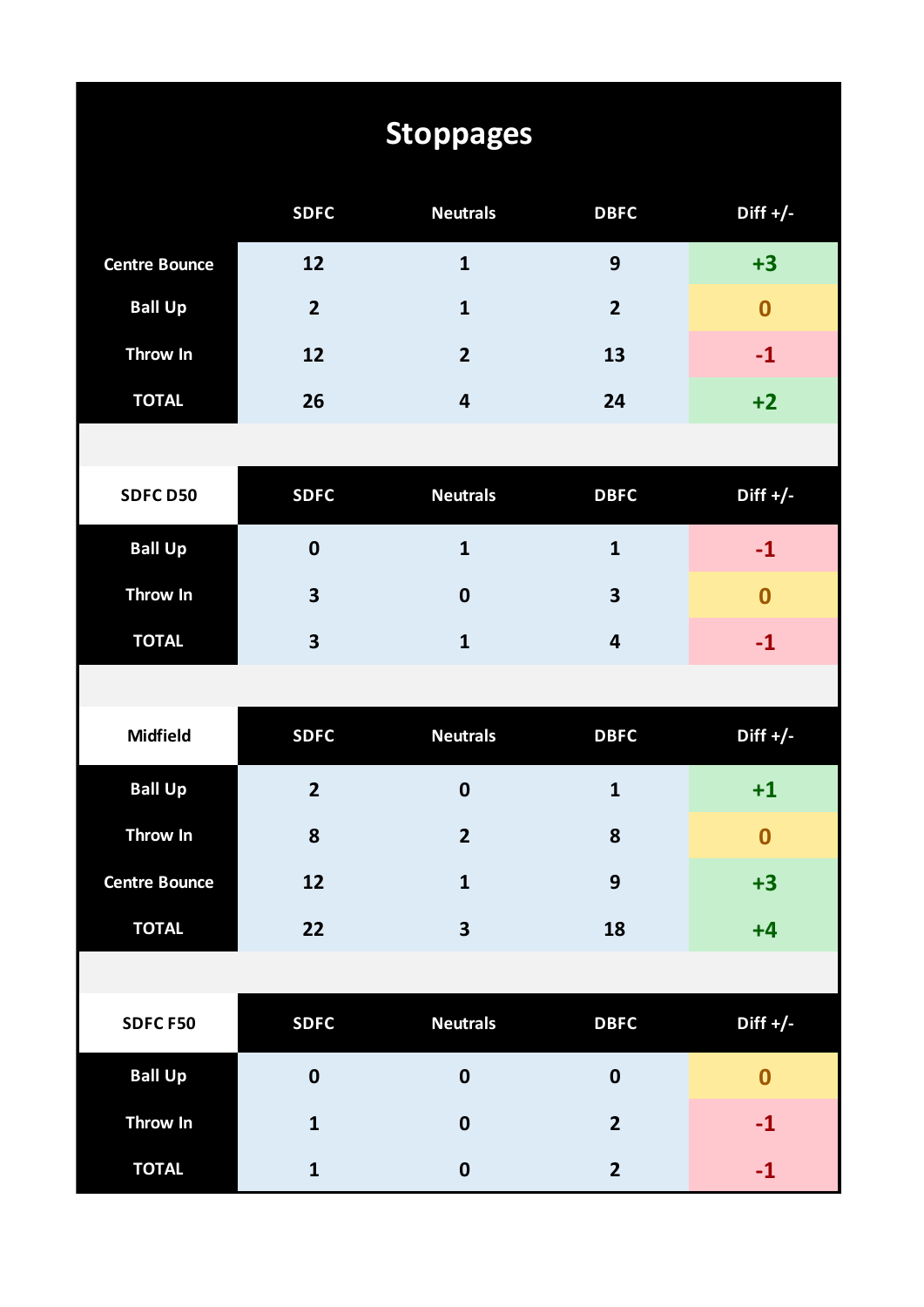# Stoppages

| | SDFC | Neutrals | DBFC | Diff +/- |
|---|---|---|---|---|
| Centre Bounce | 12 | 1 | 9 | +3 |
| Ball Up | 2 | 1 | 2 | 0 |
| Throw In | 12 | 2 | 13 | -1 |
| TOTAL | 26 | 4 | 24 | +2 |

| SDFC D50 | SDFC | Neutrals | DBFC | Diff +/- |
|---|---|---|---|---|
| Ball Up | 0 | 1 | 1 | -1 |
| Throw In | 3 | 0 | 3 | 0 |
| TOTAL | 3 | 1 | 4 | -1 |

| Midfield | SDFC | Neutrals | DBFC | Diff +/- |
|---|---|---|---|---|
| Ball Up | 2 | 0 | 1 | +1 |
| Throw In | 8 | 2 | 8 | 0 |
| Centre Bounce | 12 | 1 | 9 | +3 |
| TOTAL | 22 | 3 | 18 | +4 |

| SDFC F50 | SDFC | Neutrals | DBFC | Diff +/- |
|---|---|---|---|---|
| Ball Up | 0 | 0 | 0 | 0 |
| Throw In | 1 | 0 | 2 | -1 |
| TOTAL | 1 | 0 | 2 | -1 |